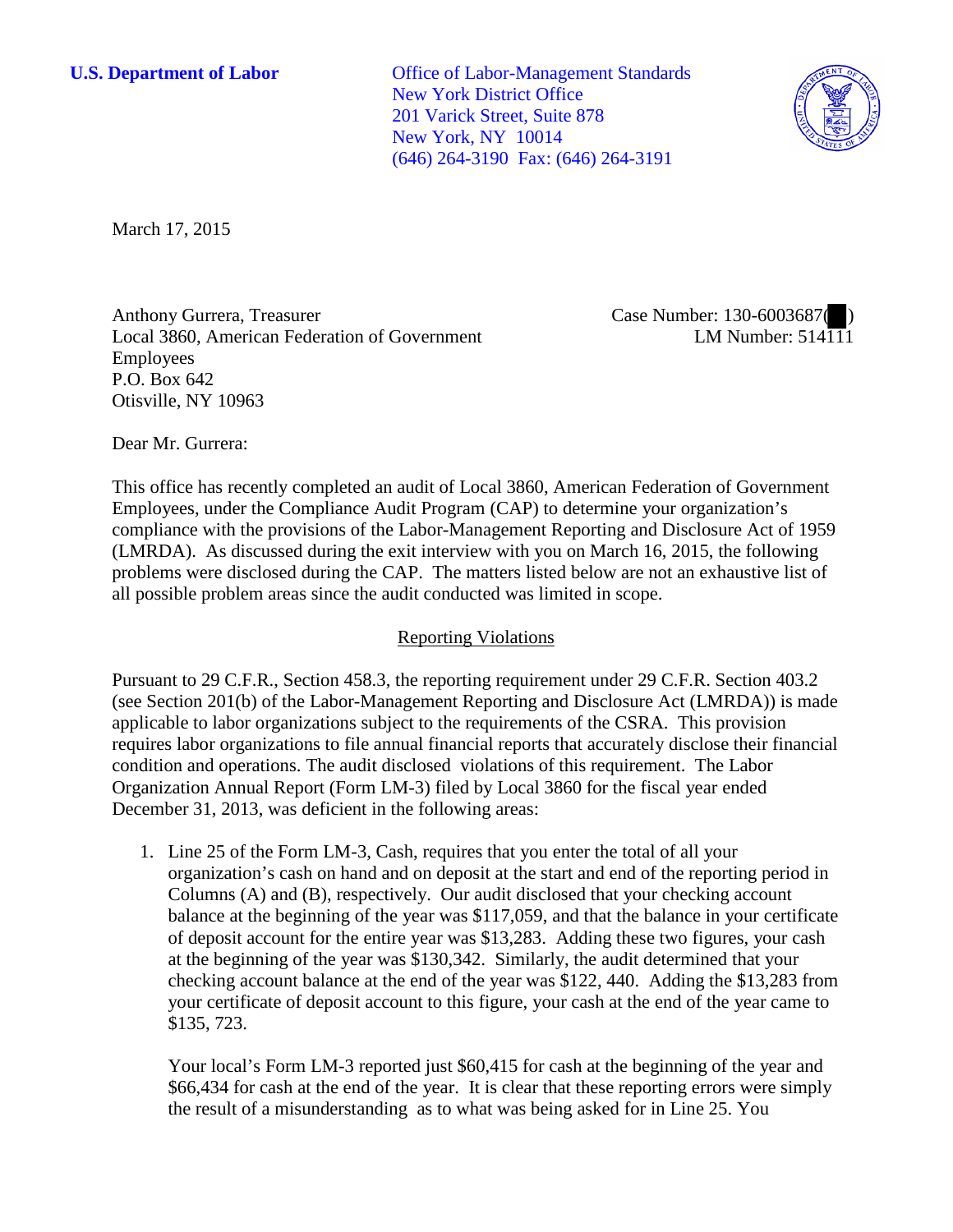**U.S. Department of Labor**

Office of Labor-Management Standards
New York District Office
201 Varick Street, Suite 878
New York, NY 10014
(646) 264-3190 Fax: (646) 264-3191

March 17, 2015

Anthony Gurrera, Treasurer
Local 3860, American Federation of Government Employees
P.O. Box 642
Otisville, NY 10963

Case Number: 130-6003687( )
LM Number: 514111

Dear Mr. Gurrera:

This office has recently completed an audit of Local 3860, American Federation of Government Employees, under the Compliance Audit Program (CAP) to determine your organization's compliance with the provisions of the Labor-Management Reporting and Disclosure Act of 1959 (LMRDA). As discussed during the exit interview with you on March 16, 2015, the following problems were disclosed during the CAP. The matters listed below are not an exhaustive list of all possible problem areas since the audit conducted was limited in scope.

## Reporting Violations

Pursuant to 29 C.F.R., Section 458.3, the reporting requirement under 29 C.F.R. Section 403.2 (see Section 201(b) of the Labor-Management Reporting and Disclosure Act (LMRDA)) is made applicable to labor organizations subject to the requirements of the CSRA. This provision requires labor organizations to file annual financial reports that accurately disclose their financial condition and operations. The audit disclosed violations of this requirement. The Labor Organization Annual Report (Form LM-3) filed by Local 3860 for the fiscal year ended December 31, 2013, was deficient in the following areas:

1. Line 25 of the Form LM-3, Cash, requires that you enter the total of all your organization's cash on hand and on deposit at the start and end of the reporting period in Columns (A) and (B), respectively. Our audit disclosed that your checking account balance at the beginning of the year was $117,059, and that the balance in your certificate of deposit account for the entire year was $13,283. Adding these two figures, your cash at the beginning of the year was $130,342. Similarly, the audit determined that your checking account balance at the end of the year was $122, 440. Adding the $13,283 from your certificate of deposit account to this figure, your cash at the end of the year came to $135, 723.

   Your local's Form LM-3 reported just $60,415 for cash at the beginning of the year and $66,434 for cash at the end of the year. It is clear that these reporting errors were simply the result of a misunderstanding as to what was being asked for in Line 25. You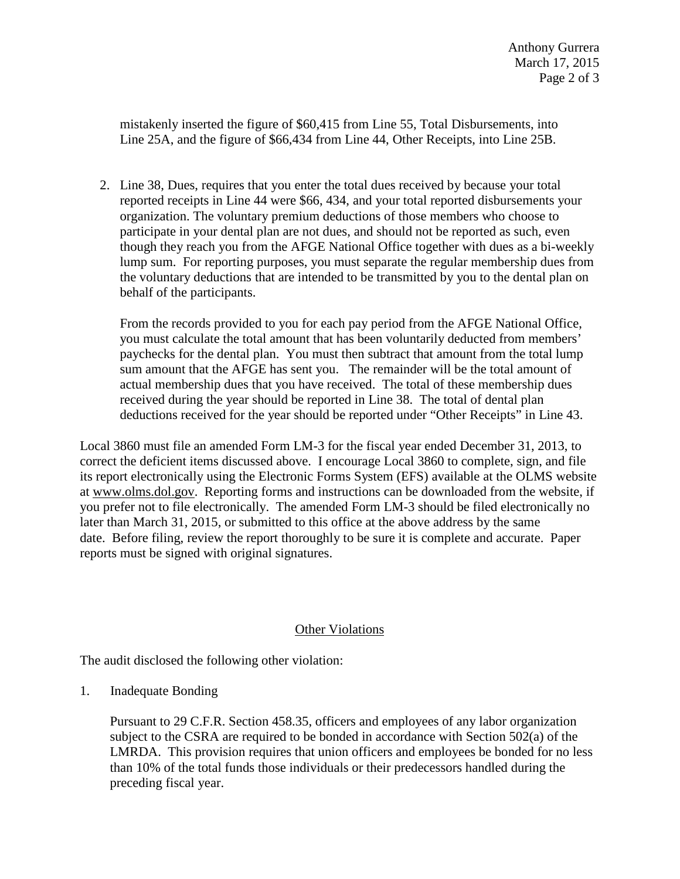mistakenly inserted the figure of $60,415 from Line 55, Total Disbursements, into Line 25A, and the figure of $66,434 from Line 44, Other Receipts, into Line 25B.

2. Line 38, Dues, requires that you enter the total dues received by because your total reported receipts in Line 44 were $66, 434, and your total reported disbursements your organization. The voluntary premium deductions of those members who choose to participate in your dental plan are not dues, and should not be reported as such, even though they reach you from the AFGE National Office together with dues as a bi-weekly lump sum. For reporting purposes, you must separate the regular membership dues from the voluntary deductions that are intended to be transmitted by you to the dental plan on behalf of the participants.

   From the records provided to you for each pay period from the AFGE National Office, you must calculate the total amount that has been voluntarily deducted from members' paychecks for the dental plan. You must then subtract that amount from the total lump sum amount that the AFGE has sent you. The remainder will be the total amount of actual membership dues that you have received. The total of these membership dues received during the year should be reported in Line 38. The total of dental plan deductions received for the year should be reported under "Other Receipts" in Line 43.

Local 3860 must file an amended Form LM-3 for the fiscal year ended December 31, 2013, to correct the deficient items discussed above. I encourage Local 3860 to complete, sign, and file its report electronically using the Electronic Forms System (EFS) available at the OLMS website at www.olms.dol.gov. Reporting forms and instructions can be downloaded from the website, if you prefer not to file electronically. The amended Form LM-3 should be filed electronically no later than March 31, 2015, or submitted to this office at the above address by the same date. Before filing, review the report thoroughly to be sure it is complete and accurate. Paper reports must be signed with original signatures.

## Other Violations

The audit disclosed the following other violation:

1. Inadequate Bonding

   Pursuant to 29 C.F.R. Section 458.35, officers and employees of any labor organization subject to the CSRA are required to be bonded in accordance with Section 502(a) of the LMRDA. This provision requires that union officers and employees be bonded for no less than 10% of the total funds those individuals or their predecessors handled during the preceding fiscal year.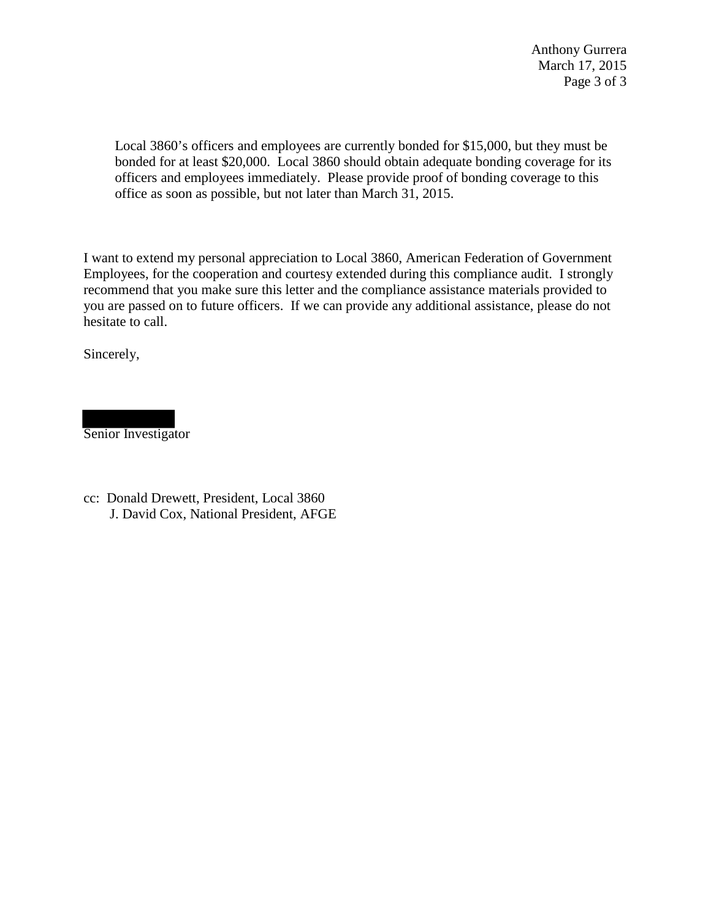Local 3860's officers and employees are currently bonded for $15,000, but they must be bonded for at least $20,000. Local 3860 should obtain adequate bonding coverage for its officers and employees immediately. Please provide proof of bonding coverage to this office as soon as possible, but not later than March 31, 2015.

I want to extend my personal appreciation to Local 3860, American Federation of Government Employees, for the cooperation and courtesy extended during this compliance audit. I strongly recommend that you make sure this letter and the compliance assistance materials provided to you are passed on to future officers. If we can provide any additional assistance, please do not hesitate to call.

Sincerely,

Senior Investigator

cc: Donald Drewett, President, Local 3860
J. David Cox, National President, AFGE